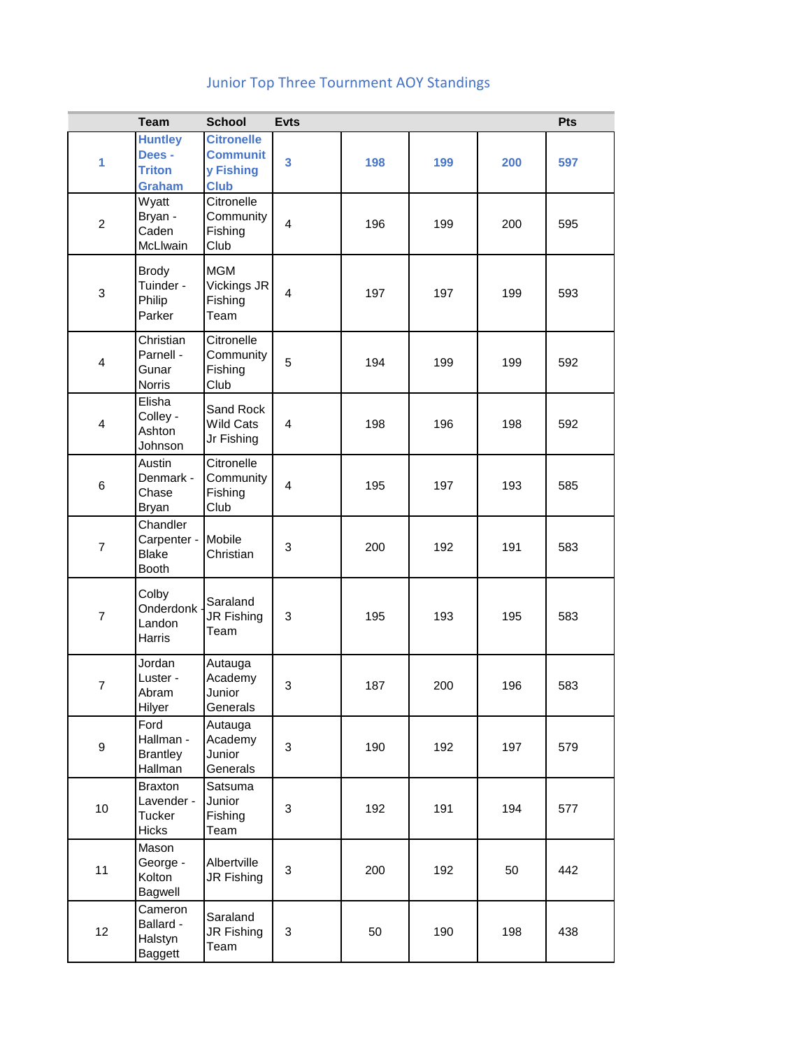# Junior Top Three Tournment AOY Standings

| | Team | School | Evts | | | | Pts |
|---|---|---|---|---|---|---|---|
| **1** | **Huntley Dees - Triton Graham** | **Citronelle Community Fishing Club** | **3** | **198** | **199** | **200** | **597** |
| 2 | Wyatt Bryan - Caden McLlwain | Citronelle Community Fishing Club | 4 | 196 | 199 | 200 | 595 |
| 3 | Brody Tuinder - Philip Parker | MGM Vickings JR Fishing Team | 4 | 197 | 197 | 199 | 593 |
| 4 | Christian Parnell - Gunar Norris | Citronelle Community Fishing Club | 5 | 194 | 199 | 199 | 592 |
| 4 | Elisha Colley - Ashton Johnson | Sand Rock Wild Cats Jr Fishing | 4 | 198 | 196 | 198 | 592 |
| 6 | Austin Denmark - Chase Bryan | Citronelle Community Fishing Club | 4 | 195 | 197 | 193 | 585 |
| 7 | Chandler Carpenter - Blake Booth | Mobile Christian | 3 | 200 | 192 | 191 | 583 |
| 7 | Colby Onderdonk - Landon Harris | Saraland JR Fishing Team | 3 | 195 | 193 | 195 | 583 |
| 7 | Jordan Luster - Abram Hilyer | Autauga Academy Junior Generals | 3 | 187 | 200 | 196 | 583 |
| 9 | Ford Hallman - Brantley Hallman | Autauga Academy Junior Generals | 3 | 190 | 192 | 197 | 579 |
| 10 | Braxton Lavender - Tucker Hicks | Satsuma Junior Fishing Team | 3 | 192 | 191 | 194 | 577 |
| 11 | Mason George - Kolton Bagwell | Albertville JR Fishing | 3 | 200 | 192 | 50 | 442 |
| 12 | Cameron Ballard - Halstyn Baggett | Saraland JR Fishing Team | 3 | 50 | 190 | 198 | 438 |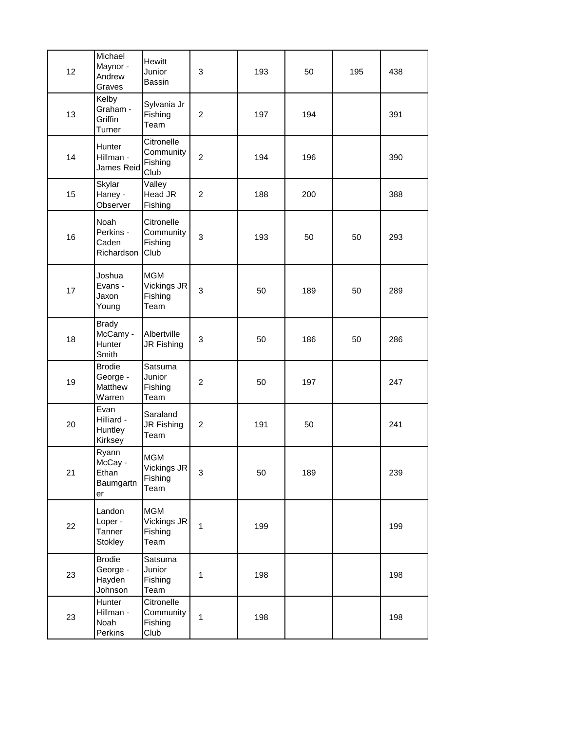| | | | | | | | |
|---|---|---|---|---|---|---|---|
| 12 | Michael Maynor - Andrew Graves | Hewitt Junior Bassin | 3 | 193 | 50 | 195 | 438 |
| 13 | Kelby Graham - Griffin Turner | Sylvania Jr Fishing Team | 2 | 197 | 194 | | 391 |
| 14 | Hunter Hillman - James Reid | Citronelle Community Fishing Club | 2 | 194 | 196 | | 390 |
| 15 | Skylar Haney - Observer | Valley Head JR Fishing | 2 | 188 | 200 | | 388 |
| 16 | Noah Perkins - Caden Richardson | Citronelle Community Fishing Club | 3 | 193 | 50 | 50 | 293 |
| 17 | Joshua Evans - Jaxon Young | MGM Vickings JR Fishing Team | 3 | 50 | 189 | 50 | 289 |
| 18 | Brady McCamy - Hunter Smith | Albertville JR Fishing | 3 | 50 | 186 | 50 | 286 |
| 19 | Brodie George - Matthew Warren | Satsuma Junior Fishing Team | 2 | 50 | 197 | | 247 |
| 20 | Evan Hilliard - Huntley Kirksey | Saraland JR Fishing Team | 2 | 191 | 50 | | 241 |
| 21 | Ryann McCay - Ethan Baumgartner | MGM Vickings JR Fishing Team | 3 | 50 | 189 | | 239 |
| 22 | Landon Loper - Tanner Stokley | MGM Vickings JR Fishing Team | 1 | 199 | | | 199 |
| 23 | Brodie George - Hayden Johnson | Satsuma Junior Fishing Team | 1 | 198 | | | 198 |
| 23 | Hunter Hillman - Noah Perkins | Citronelle Community Fishing Club | 1 | 198 | | | 198 |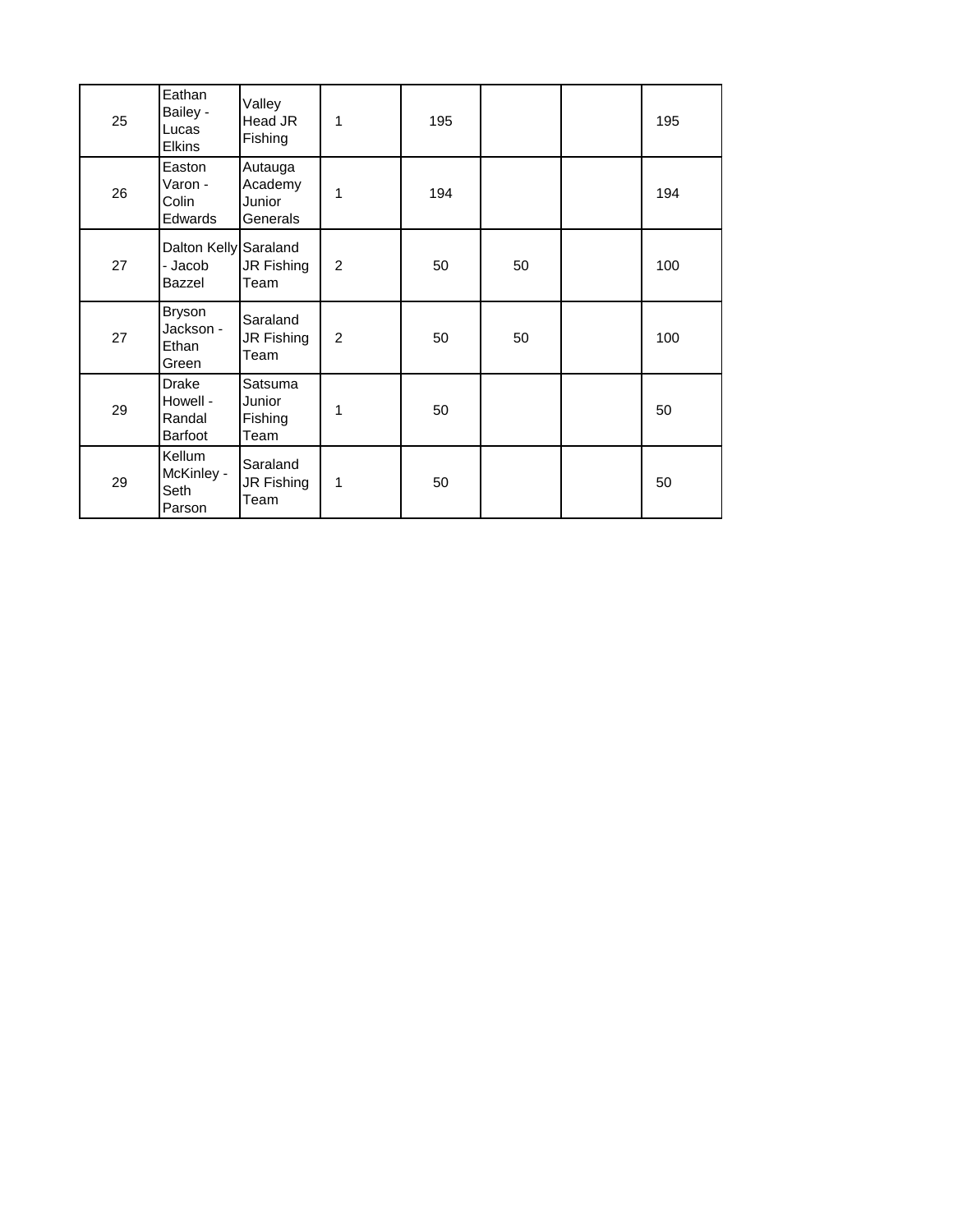| | | | | | | | |
|---|---|---|---|---|---|---|---|
| 25 | Eathan Bailey - Lucas Elkins | Valley Head JR Fishing | 1 | 195 | | | 195 |
| 26 | Easton Varon - Colin Edwards | Autauga Academy Junior Generals | 1 | 194 | | | 194 |
| 27 | Dalton Kelly - Jacob Bazzel | Saraland JR Fishing Team | 2 | 50 | 50 | | 100 |
| 27 | Bryson Jackson - Ethan Green | Saraland JR Fishing Team | 2 | 50 | 50 | | 100 |
| 29 | Drake Howell - Randal Barfoot | Satsuma Junior Fishing Team | 1 | 50 | | | 50 |
| 29 | Kellum McKinley - Seth Parson | Saraland JR Fishing Team | 1 | 50 | | | 50 |